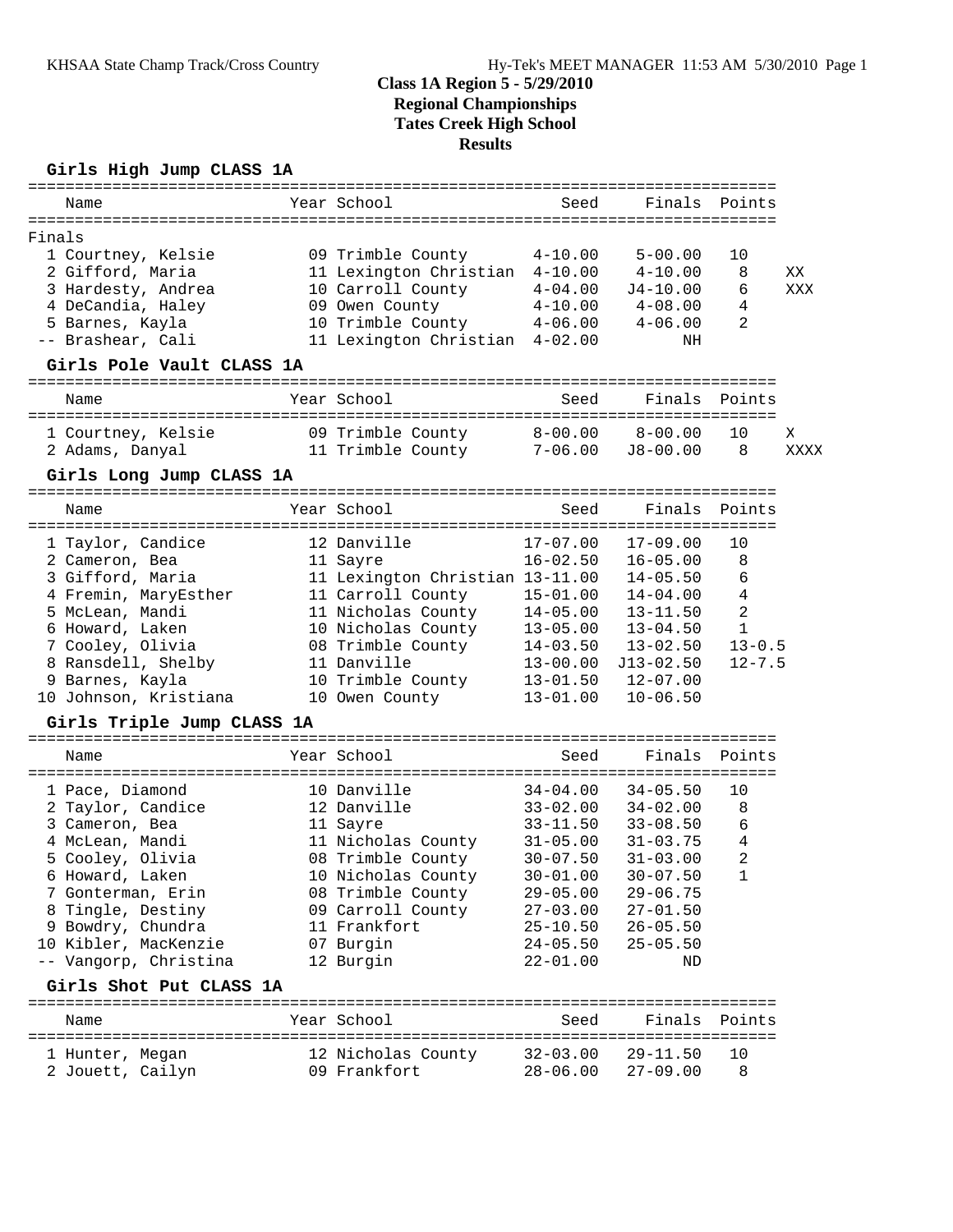# Class 1A Region 5 - 5/29/2010
## Regional Championships
## Tates Creek High School
## Results

### Girls High Jump CLASS 1A

| Name | Year | School | Seed | Finals | Points | |
|---|---|---|---|---|---|---|
| **Finals** | | | | | | |
| 1 Courtney, Kelsie | 09 | Trimble County | 4-10.00 | 5-00.00 | 10 | |
| 2 Gifford, Maria | 11 | Lexington Christian | 4-10.00 | 4-10.00 | 8 | XX |
| 3 Hardesty, Andrea | 10 | Carroll County | 4-04.00 | J4-10.00 | 6 | XXX |
| 4 DeCandia, Haley | 09 | Owen County | 4-10.00 | 4-08.00 | 4 | |
| 5 Barnes, Kayla | 10 | Trimble County | 4-06.00 | 4-06.00 | 2 | |
| -- Brashear, Cali | 11 | Lexington Christian | 4-02.00 | NH | | |

### Girls Pole Vault CLASS 1A

| Name | Year | School | Seed | Finals | Points | |
|---|---|---|---|---|---|---|
| 1 Courtney, Kelsie | 09 | Trimble County | 8-00.00 | 8-00.00 | 10 | X |
| 2 Adams, Danyal | 11 | Trimble County | 7-06.00 | J8-00.00 | 8 | XXXX |

### Girls Long Jump CLASS 1A

| Name | Year | School | Seed | Finals | Points |
|---|---|---|---|---|---|
| 1 Taylor, Candice | 12 | Danville | 17-07.00 | 17-09.00 | 10 |
| 2 Cameron, Bea | 11 | Sayre | 16-02.50 | 16-05.00 | 8 |
| 3 Gifford, Maria | 11 | Lexington Christian | 13-11.00 | 14-05.50 | 6 |
| 4 Fremin, MaryEsther | 11 | Carroll County | 15-01.00 | 14-04.00 | 4 |
| 5 McLean, Mandi | 11 | Nicholas County | 14-05.00 | 13-11.50 | 2 |
| 6 Howard, Laken | 10 | Nicholas County | 13-05.00 | 13-04.50 | 1 |
| 7 Cooley, Olivia | 08 | Trimble County | 14-03.50 | 13-02.50 | 13-0.5 |
| 8 Ransdell, Shelby | 11 | Danville | 13-00.00 | J13-02.50 | 12-7.5 |
| 9 Barnes, Kayla | 10 | Trimble County | 13-01.50 | 12-07.00 | |
| 10 Johnson, Kristiana | 10 | Owen County | 13-01.00 | 10-06.50 | |

### Girls Triple Jump CLASS 1A

| Name | Year | School | Seed | Finals | Points |
|---|---|---|---|---|---|
| 1 Pace, Diamond | 10 | Danville | 34-04.00 | 34-05.50 | 10 |
| 2 Taylor, Candice | 12 | Danville | 33-02.00 | 34-02.00 | 8 |
| 3 Cameron, Bea | 11 | Sayre | 33-11.50 | 33-08.50 | 6 |
| 4 McLean, Mandi | 11 | Nicholas County | 31-05.00 | 31-03.75 | 4 |
| 5 Cooley, Olivia | 08 | Trimble County | 30-07.50 | 31-03.00 | 2 |
| 6 Howard, Laken | 10 | Nicholas County | 30-01.00 | 30-07.50 | 1 |
| 7 Gonterman, Erin | 08 | Trimble County | 29-05.00 | 29-06.75 | |
| 8 Tingle, Destiny | 09 | Carroll County | 27-03.00 | 27-01.50 | |
| 9 Bowdry, Chundra | 11 | Frankfort | 25-10.50 | 26-05.50 | |
| 10 Kibler, MacKenzie | 07 | Burgin | 24-05.50 | 25-05.50 | |
| -- Vangorp, Christina | 12 | Burgin | 22-01.00 | ND | |

### Girls Shot Put CLASS 1A

| Name | Year | School | Seed | Finals | Points |
|---|---|---|---|---|---|
| 1 Hunter, Megan | 12 | Nicholas County | 32-03.00 | 29-11.50 | 10 |
| 2 Jouett, Cailyn | 09 | Frankfort | 28-06.00 | 27-09.00 | 8 |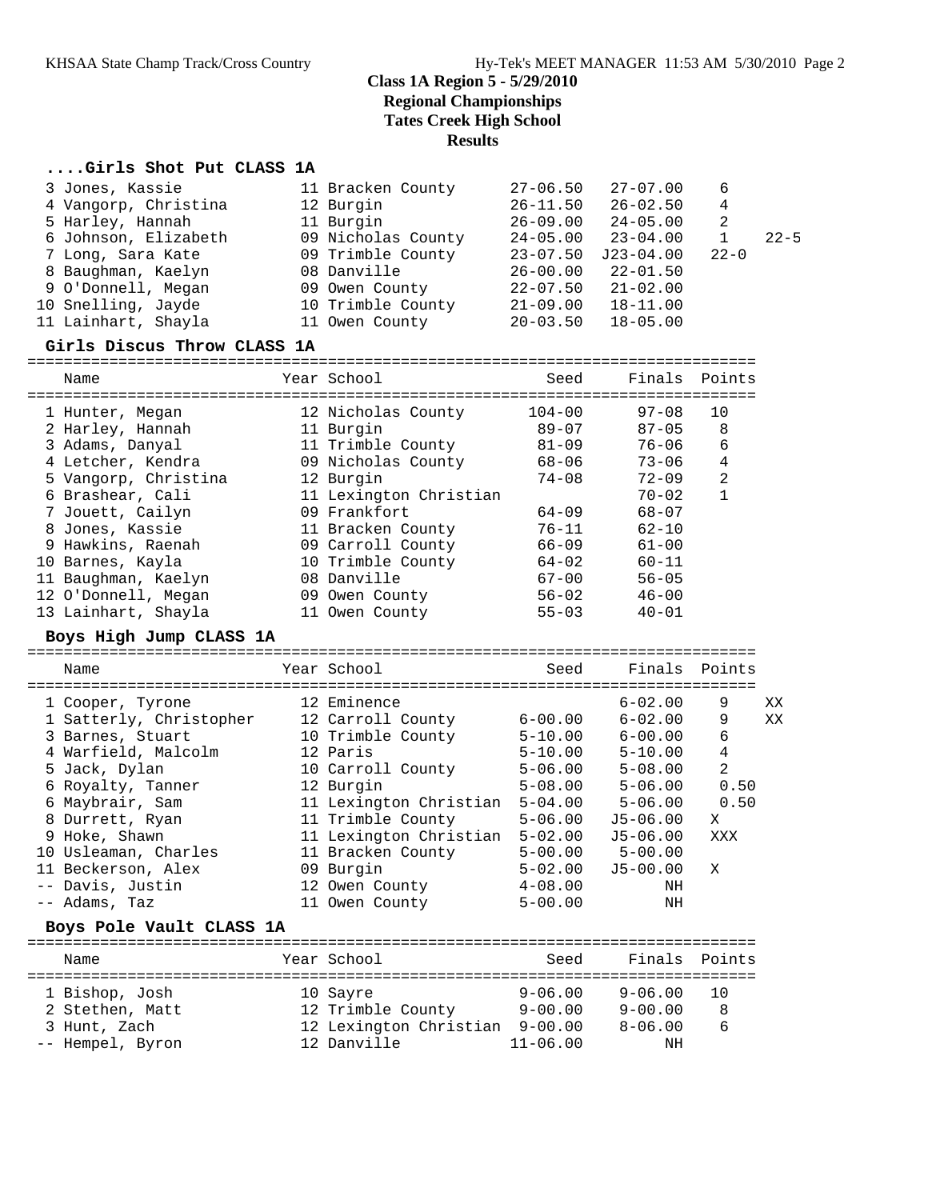## Class 1A Region 5 - 5/29/2010
## Regional Championships
## Tates Creek High School
## Results

### ....Girls Shot Put CLASS 1A

| Place | Name | Year | School | Seed | Finals | Points | |
|---|---|---|---|---|---|---|---|
| 3 | Jones, Kassie | 11 | Bracken County | 27-06.50 | 27-07.00 | 6 | |
| 4 | Vangorp, Christina | 12 | Burgin | 26-11.50 | 26-02.50 | 4 | |
| 5 | Harley, Hannah | 11 | Burgin | 26-09.00 | 24-05.00 | 2 | |
| 6 | Johnson, Elizabeth | 09 | Nicholas County | 24-05.00 | 23-04.00 | 1 | 22-5 |
| 7 | Long, Sara Kate | 09 | Trimble County | 23-07.50 | J23-04.00 | 22-0 | |
| 8 | Baughman, Kaelyn | 08 | Danville | 26-00.00 | 22-01.50 | | |
| 9 | O'Donnell, Megan | 09 | Owen County | 22-07.50 | 21-02.00 | | |
| 10 | Snelling, Jayde | 10 | Trimble County | 21-09.00 | 18-11.00 | | |
| 11 | Lainhart, Shayla | 11 | Owen County | 20-03.50 | 18-05.00 | | |

### Girls Discus Throw CLASS 1A

| Place | Name | Year | School | Seed | Finals | Points |
|---|---|---|---|---|---|---|
| 1 | Hunter, Megan | 12 | Nicholas County | 104-00 | 97-08 | 10 |
| 2 | Harley, Hannah | 11 | Burgin | 89-07 | 87-05 | 8 |
| 3 | Adams, Danyal | 11 | Trimble County | 81-09 | 76-06 | 6 |
| 4 | Letcher, Kendra | 09 | Nicholas County | 68-06 | 73-06 | 4 |
| 5 | Vangorp, Christina | 12 | Burgin | 74-08 | 72-09 | 2 |
| 6 | Brashear, Cali | 11 | Lexington Christian | | 70-02 | 1 |
| 7 | Jouett, Cailyn | 09 | Frankfort | 64-09 | 68-07 | |
| 8 | Jones, Kassie | 11 | Bracken County | 76-11 | 62-10 | |
| 9 | Hawkins, Raenah | 09 | Carroll County | 66-09 | 61-00 | |
| 10 | Barnes, Kayla | 10 | Trimble County | 64-02 | 60-11 | |
| 11 | Baughman, Kaelyn | 08 | Danville | 67-00 | 56-05 | |
| 12 | O'Donnell, Megan | 09 | Owen County | 56-02 | 46-00 | |
| 13 | Lainhart, Shayla | 11 | Owen County | 55-03 | 40-01 | |

### Boys High Jump CLASS 1A

| Place | Name | Year | School | Seed | Finals | Points | |
|---|---|---|---|---|---|---|---|
| 1 | Cooper, Tyrone | 12 | Eminence | | 6-02.00 | 9 | XX |
| 1 | Satterly, Christopher | 12 | Carroll County | 6-00.00 | 6-02.00 | 9 | XX |
| 3 | Barnes, Stuart | 10 | Trimble County | 5-10.00 | 6-00.00 | 6 | |
| 4 | Warfield, Malcolm | 12 | Paris | 5-10.00 | 5-10.00 | 4 | |
| 5 | Jack, Dylan | 10 | Carroll County | 5-06.00 | 5-08.00 | 2 | |
| 6 | Royalty, Tanner | 12 | Burgin | 5-08.00 | 5-06.00 | 0.50 | |
| 6 | Maybrair, Sam | 11 | Lexington Christian | 5-04.00 | 5-06.00 | 0.50 | |
| 8 | Durrett, Ryan | 11 | Trimble County | 5-06.00 | J5-06.00 | X | |
| 9 | Hoke, Shawn | 11 | Lexington Christian | 5-02.00 | J5-06.00 | XXX | |
| 10 | Usleaman, Charles | 11 | Bracken County | 5-00.00 | 5-00.00 | | |
| 11 | Beckerson, Alex | 09 | Burgin | 5-02.00 | J5-00.00 | X | |
| -- | Davis, Justin | 12 | Owen County | 4-08.00 | NH | | |
| -- | Adams, Taz | 11 | Owen County | 5-00.00 | NH | | |

### Boys Pole Vault CLASS 1A

| Place | Name | Year | School | Seed | Finals | Points |
|---|---|---|---|---|---|---|
| 1 | Bishop, Josh | 10 | Sayre | 9-06.00 | 9-06.00 | 10 |
| 2 | Stethen, Matt | 12 | Trimble County | 9-00.00 | 9-00.00 | 8 |
| 3 | Hunt, Zach | 12 | Lexington Christian | 9-00.00 | 8-06.00 | 6 |
| -- | Hempel, Byron | 12 | Danville | 11-06.00 | NH | |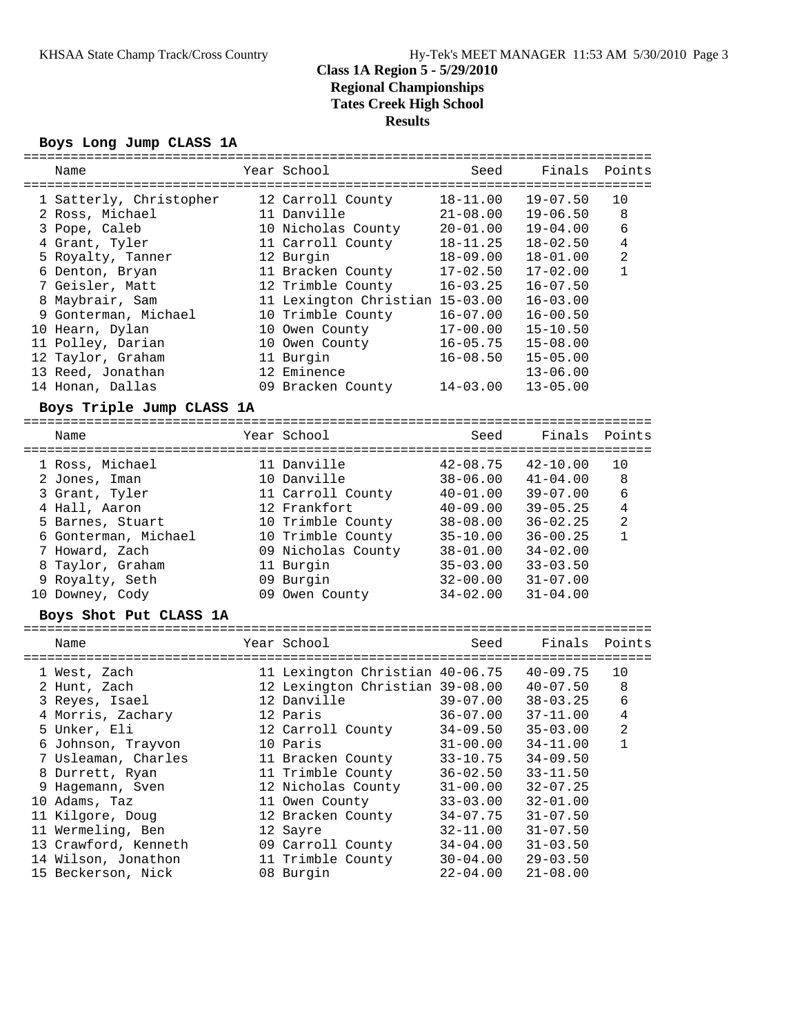## Class 1A Region 5 - 5/29/2010
## Regional Championships
## Tates Creek High School
## Results

### Boys Long Jump CLASS 1A

| | Name | Year | School | Seed | Finals | Points |
|---|---|---|---|---|---|---|
| 1 | Satterly, Christopher | 12 | Carroll County | 18-11.00 | 19-07.50 | 10 |
| 2 | Ross, Michael | 11 | Danville | 21-08.00 | 19-06.50 | 8 |
| 3 | Pope, Caleb | 10 | Nicholas County | 20-01.00 | 19-04.00 | 6 |
| 4 | Grant, Tyler | 11 | Carroll County | 18-11.25 | 18-02.50 | 4 |
| 5 | Royalty, Tanner | 12 | Burgin | 18-09.00 | 18-01.00 | 2 |
| 6 | Denton, Bryan | 11 | Bracken County | 17-02.50 | 17-02.00 | 1 |
| 7 | Geisler, Matt | 12 | Trimble County | 16-03.25 | 16-07.50 | |
| 8 | Maybrair, Sam | 11 | Lexington Christian | 15-03.00 | 16-03.00 | |
| 9 | Gonterman, Michael | 10 | Trimble County | 16-07.00 | 16-00.50 | |
| 10 | Hearn, Dylan | 10 | Owen County | 17-00.00 | 15-10.50 | |
| 11 | Polley, Darian | 10 | Owen County | 16-05.75 | 15-08.00 | |
| 12 | Taylor, Graham | 11 | Burgin | 16-08.50 | 15-05.00 | |
| 13 | Reed, Jonathan | 12 | Eminence | | 13-06.00 | |
| 14 | Honan, Dallas | 09 | Bracken County | 14-03.00 | 13-05.00 | |

### Boys Triple Jump CLASS 1A

| | Name | Year | School | Seed | Finals | Points |
|---|---|---|---|---|---|---|
| 1 | Ross, Michael | 11 | Danville | 42-08.75 | 42-10.00 | 10 |
| 2 | Jones, Iman | 10 | Danville | 38-06.00 | 41-04.00 | 8 |
| 3 | Grant, Tyler | 11 | Carroll County | 40-01.00 | 39-07.00 | 6 |
| 4 | Hall, Aaron | 12 | Frankfort | 40-09.00 | 39-05.25 | 4 |
| 5 | Barnes, Stuart | 10 | Trimble County | 38-08.00 | 36-02.25 | 2 |
| 6 | Gonterman, Michael | 10 | Trimble County | 35-10.00 | 36-00.25 | 1 |
| 7 | Howard, Zach | 09 | Nicholas County | 38-01.00 | 34-02.00 | |
| 8 | Taylor, Graham | 11 | Burgin | 35-03.00 | 33-03.50 | |
| 9 | Royalty, Seth | 09 | Burgin | 32-00.00 | 31-07.00 | |
| 10 | Downey, Cody | 09 | Owen County | 34-02.00 | 31-04.00 | |

### Boys Shot Put CLASS 1A

| | Name | Year | School | Seed | Finals | Points |
|---|---|---|---|---|---|---|
| 1 | West, Zach | 11 | Lexington Christian | 40-06.75 | 40-09.75 | 10 |
| 2 | Hunt, Zach | 12 | Lexington Christian | 39-08.00 | 40-07.50 | 8 |
| 3 | Reyes, Isael | 12 | Danville | 39-07.00 | 38-03.25 | 6 |
| 4 | Morris, Zachary | 12 | Paris | 36-07.00 | 37-11.00 | 4 |
| 5 | Unker, Eli | 12 | Carroll County | 34-09.50 | 35-03.00 | 2 |
| 6 | Johnson, Trayvon | 10 | Paris | 31-00.00 | 34-11.00 | 1 |
| 7 | Usleaman, Charles | 11 | Bracken County | 33-10.75 | 34-09.50 | |
| 8 | Durrett, Ryan | 11 | Trimble County | 36-02.50 | 33-11.50 | |
| 9 | Hagemann, Sven | 12 | Nicholas County | 31-00.00 | 32-07.25 | |
| 10 | Adams, Taz | 11 | Owen County | 33-03.00 | 32-01.00 | |
| 11 | Kilgore, Doug | 12 | Bracken County | 34-07.75 | 31-07.50 | |
| 11 | Wermeling, Ben | 12 | Sayre | 32-11.00 | 31-07.50 | |
| 13 | Crawford, Kenneth | 09 | Carroll County | 34-04.00 | 31-03.50 | |
| 14 | Wilson, Jonathon | 11 | Trimble County | 30-04.00 | 29-03.50 | |
| 15 | Beckerson, Nick | 08 | Burgin | 22-04.00 | 21-08.00 | |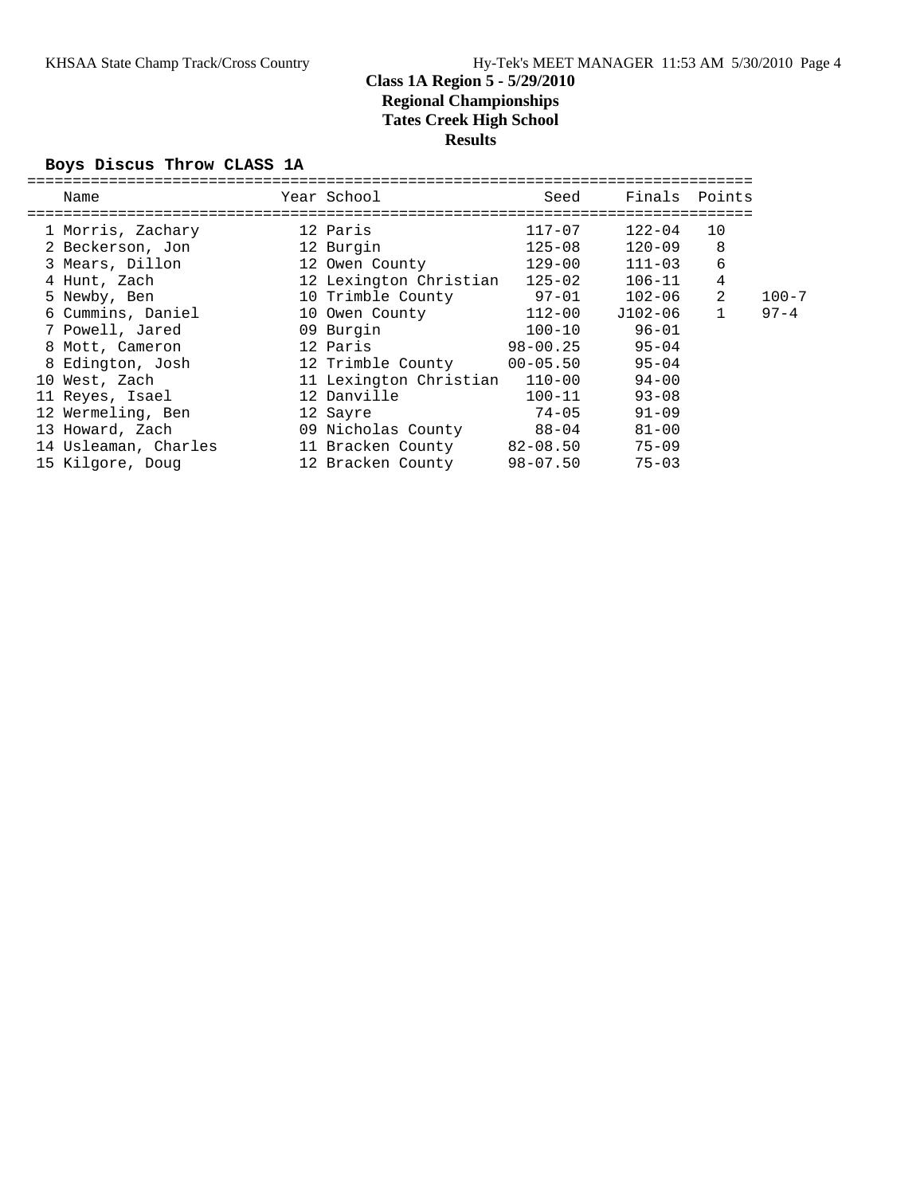**Class 1A Region 5 - 5/29/2010**
**Regional Championships**
**Tates Creek High School**
**Results**

### Boys Discus Throw CLASS 1A

| | Name | Year | School | Seed | Finals | Points | |
|---|---|---|---|---|---|---|---|
| 1 | Morris, Zachary | 12 | Paris | 117-07 | 122-04 | 10 | |
| 2 | Beckerson, Jon | 12 | Burgin | 125-08 | 120-09 | 8 | |
| 3 | Mears, Dillon | 12 | Owen County | 129-00 | 111-03 | 6 | |
| 4 | Hunt, Zach | 12 | Lexington Christian | 125-02 | 106-11 | 4 | |
| 5 | Newby, Ben | 10 | Trimble County | 97-01 | 102-06 | 2 | 100-7 |
| 6 | Cummins, Daniel | 10 | Owen County | 112-00 | J102-06 | 1 | 97-4 |
| 7 | Powell, Jared | 09 | Burgin | 100-10 | 96-01 | | |
| 8 | Mott, Cameron | 12 | Paris | 98-00.25 | 95-04 | | |
| 8 | Edington, Josh | 12 | Trimble County | 00-05.50 | 95-04 | | |
| 10 | West, Zach | 11 | Lexington Christian | 110-00 | 94-00 | | |
| 11 | Reyes, Isael | 12 | Danville | 100-11 | 93-08 | | |
| 12 | Wermeling, Ben | 12 | Sayre | 74-05 | 91-09 | | |
| 13 | Howard, Zach | 09 | Nicholas County | 88-04 | 81-00 | | |
| 14 | Usleaman, Charles | 11 | Bracken County | 82-08.50 | 75-09 | | |
| 15 | Kilgore, Doug | 12 | Bracken County | 98-07.50 | 75-03 | | |